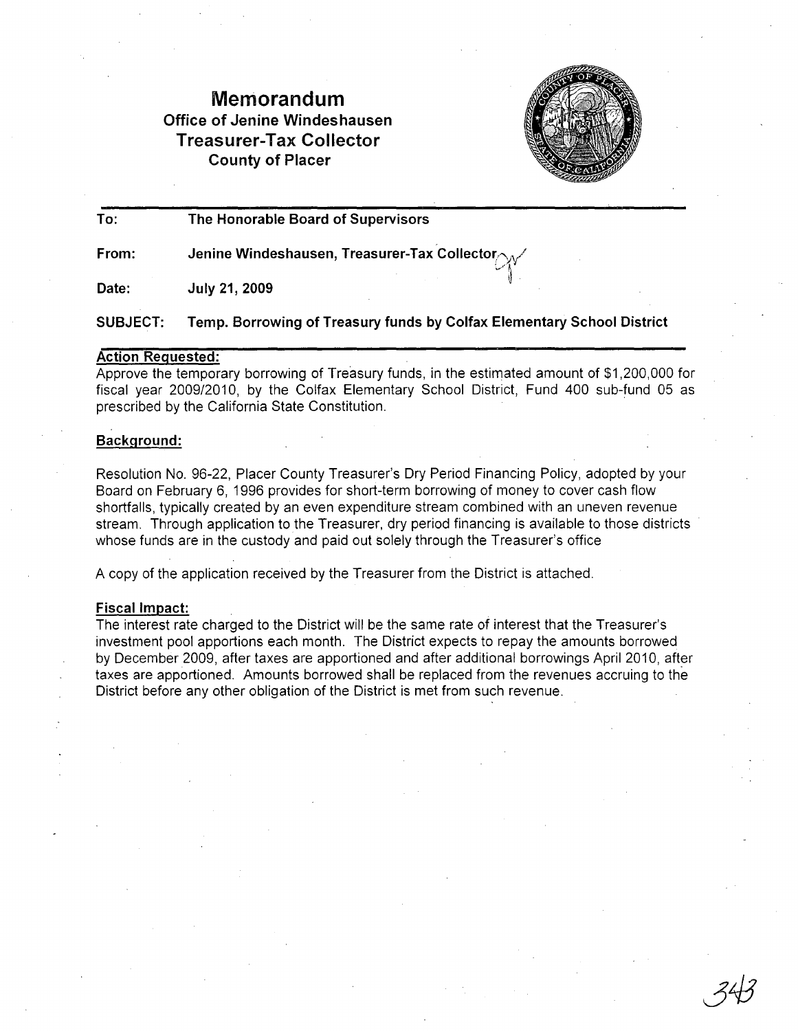# Memorandum

**Office of Jenine Windeshausen**
**Treasurer-Tax Collector**
**County of Placer**

---

**To:** The Honorable Board of Supervisors

**From:** Jenine Windeshausen, Treasurer-Tax Collector

**Date:** July 21, 2009

**SUBJECT:** Temp. Borrowing of Treasury funds by Colfax Elementary School District

---

## Action Requested:

Approve the temporary borrowing of Treasury funds, in the estimated amount of $1,200,000 for fiscal year 2009/2010, by the Colfax Elementary School District, Fund 400 sub-fund 05 as prescribed by the California State Constitution.

## Background:

Resolution No. 96-22, Placer County Treasurer's Dry Period Financing Policy, adopted by your Board on February 6, 1996 provides for short-term borrowing of money to cover cash flow shortfalls, typically created by an even expenditure stream combined with an uneven revenue stream. Through application to the Treasurer, dry period financing is available to those districts whose funds are in the custody and paid out solely through the Treasurer's office

A copy of the application received by the Treasurer from the District is attached.

## Fiscal Impact:

The interest rate charged to the District will be the same rate of interest that the Treasurer's investment pool apportions each month. The District expects to repay the amounts borrowed by December 2009, after taxes are apportioned and after additional borrowings April 2010, after taxes are apportioned. Amounts borrowed shall be replaced from the revenues accruing to the District before any other obligation of the District is met from such revenue.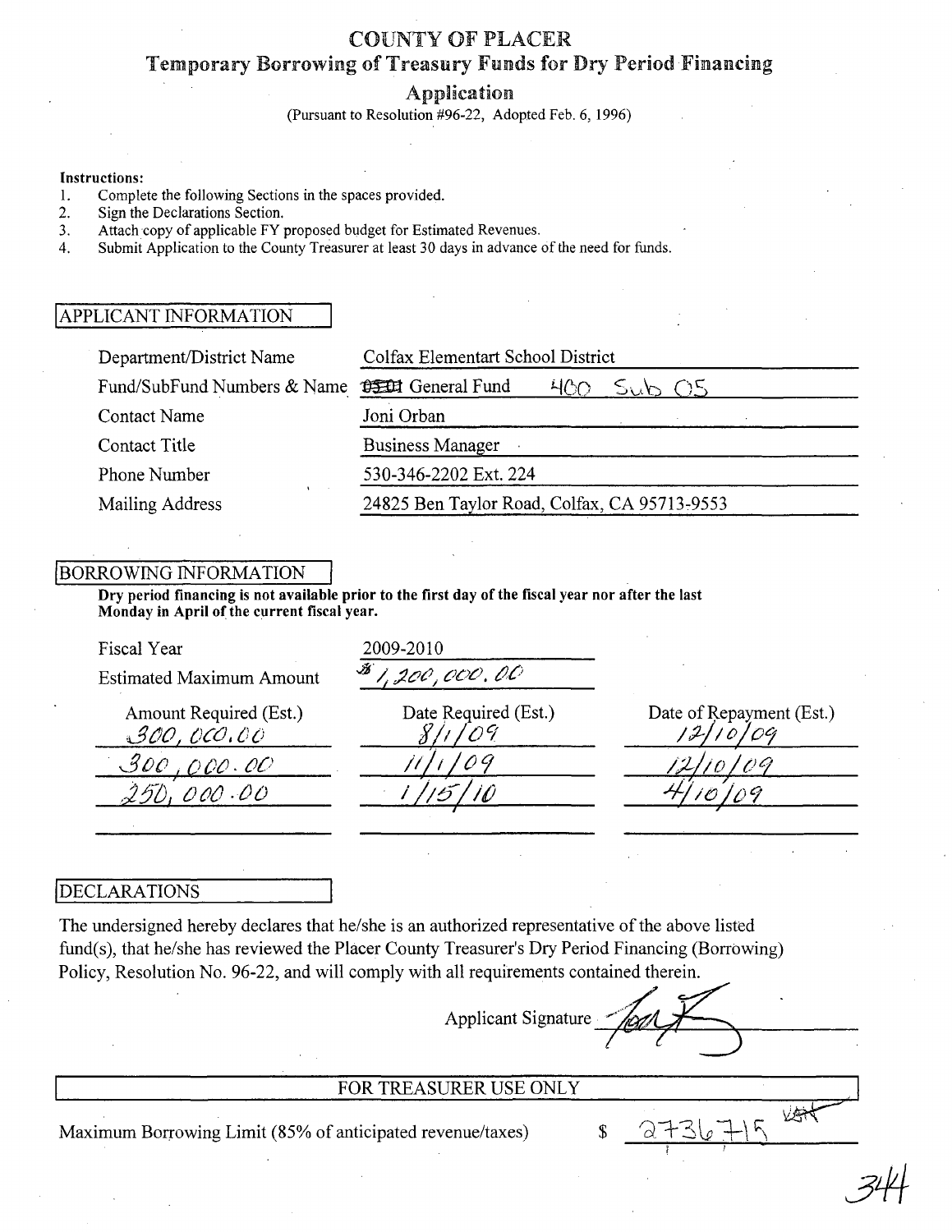# COUNTY OF PLACER

## Temporary Borrowing of Treasury Funds for Dry Period Financing

### Application

(Pursuant to Resolution #96-22, Adopted Feb. 6, 1996)

**Instructions:**

1. Complete the following Sections in the spaces provided.
2. Sign the Declarations Section.
3. Attach copy of applicable FY proposed budget for Estimated Revenues.
4. Submit Application to the County Treasurer at least 30 days in advance of the need for funds.

## APPLICANT INFORMATION

| | |
|---|---|
| Department/District Name | Colfax Elementart School District |
| Fund/SubFund Numbers & Name | ~~0501~~ General Fund 400 Sub 05 |
| Contact Name | Joni Orban |
| Contact Title | Business Manager |
| Phone Number | 530-346-2202 Ext. 224 |
| Mailing Address | 24825 Ben Taylor Road, Colfax, CA 95713-9553 |

## BORROWING INFORMATION

**Dry period financing is not available prior to the first day of the fiscal year nor after the last Monday in April of the current fiscal year.**

| | |
|---|---|
| Fiscal Year | 2009-2010 |
| Estimated Maximum Amount | $1,200,000.00 |

| Amount Required (Est.) | Date Required (Est.) | Date of Repayment (Est.) |
|---|---|---|
| 300,000.00 | 8/1/09 | 12/10/09 |
| 300,000.00 | 11/1/09 | 12/10/09 |
| 250,000.00 | 1/15/10 | 4/10/09 |

## DECLARATIONS

The undersigned hereby declares that he/she is an authorized representative of the above listed fund(s), that he/she has reviewed the Placer County Treasurer's Dry Period Financing (Borrowing) Policy, Resolution No. 96-22, and will comply with all requirements contained therein.

Applicant Signature [signature]

## FOR TREASURER USE ONLY

Maximum Borrowing Limit (85% of anticipated revenue/taxes) $ 2736715